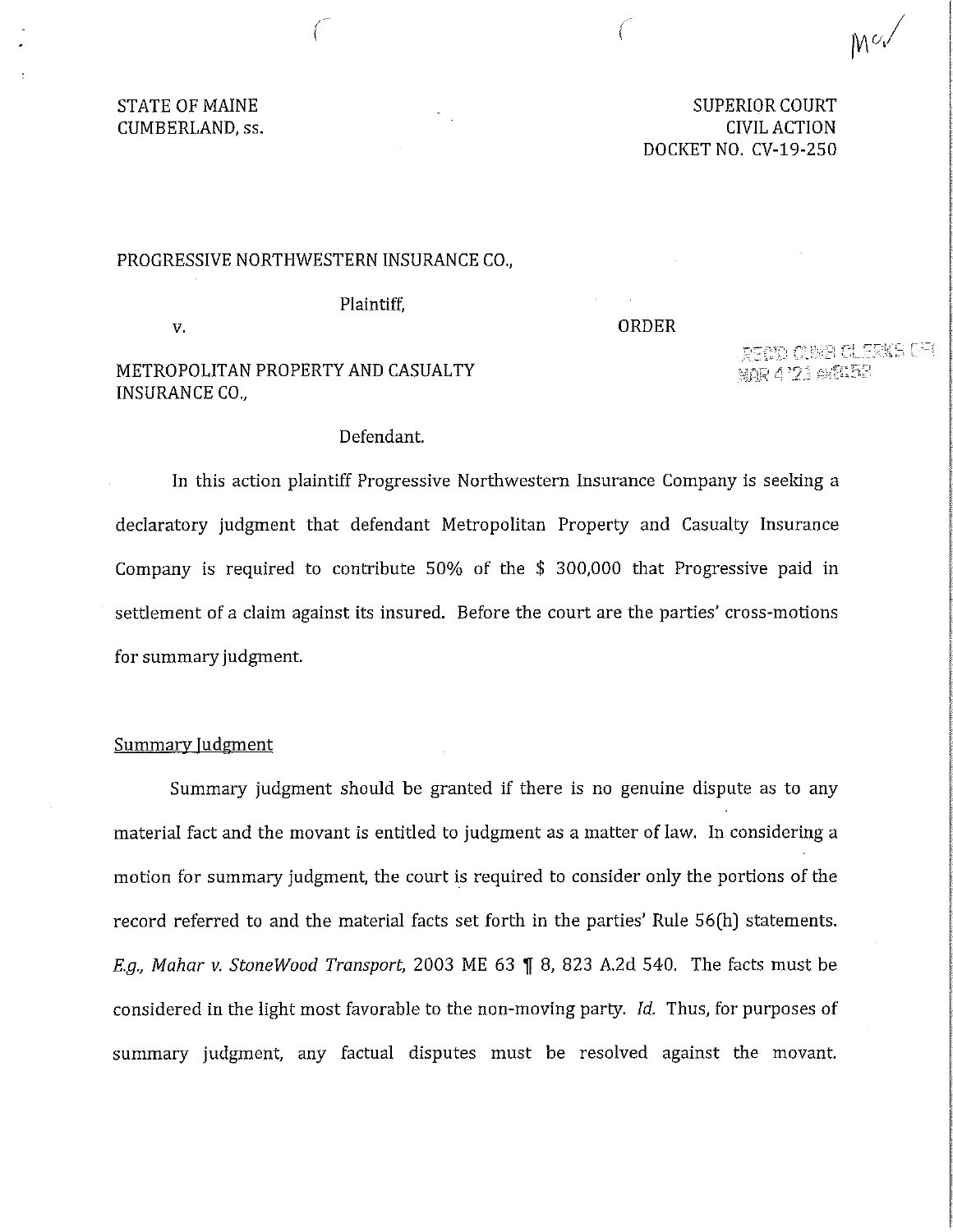STATE OF MAINE
CUMBERLAND, ss.

SUPERIOR COURT
CIVIL ACTION
DOCKET NO. CV-19-250

PROGRESSIVE NORTHWESTERN INSURANCE CO.,

Plaintiff,

v.

ORDER

METROPOLITAN PROPERTY AND CASUALTY INSURANCE CO.,

Defendant.

In this action plaintiff Progressive Northwestern Insurance Company is seeking a declaratory judgment that defendant Metropolitan Property and Casualty Insurance Company is required to contribute 50% of the $ 300,000 that Progressive paid in settlement of a claim against its insured. Before the court are the parties' cross-motions for summary judgment.

Summary Judgment

Summary judgment should be granted if there is no genuine dispute as to any material fact and the movant is entitled to judgment as a matter of law. In considering a motion for summary judgment, the court is required to consider only the portions of the record referred to and the material facts set forth in the parties' Rule 56(h) statements. *E.g., Mahar v. StoneWood Transport*, 2003 ME 63 ¶ 8, 823 A.2d 540. The facts must be considered in the light most favorable to the non-moving party. *Id.* Thus, for purposes of summary judgment, any factual disputes must be resolved against the movant.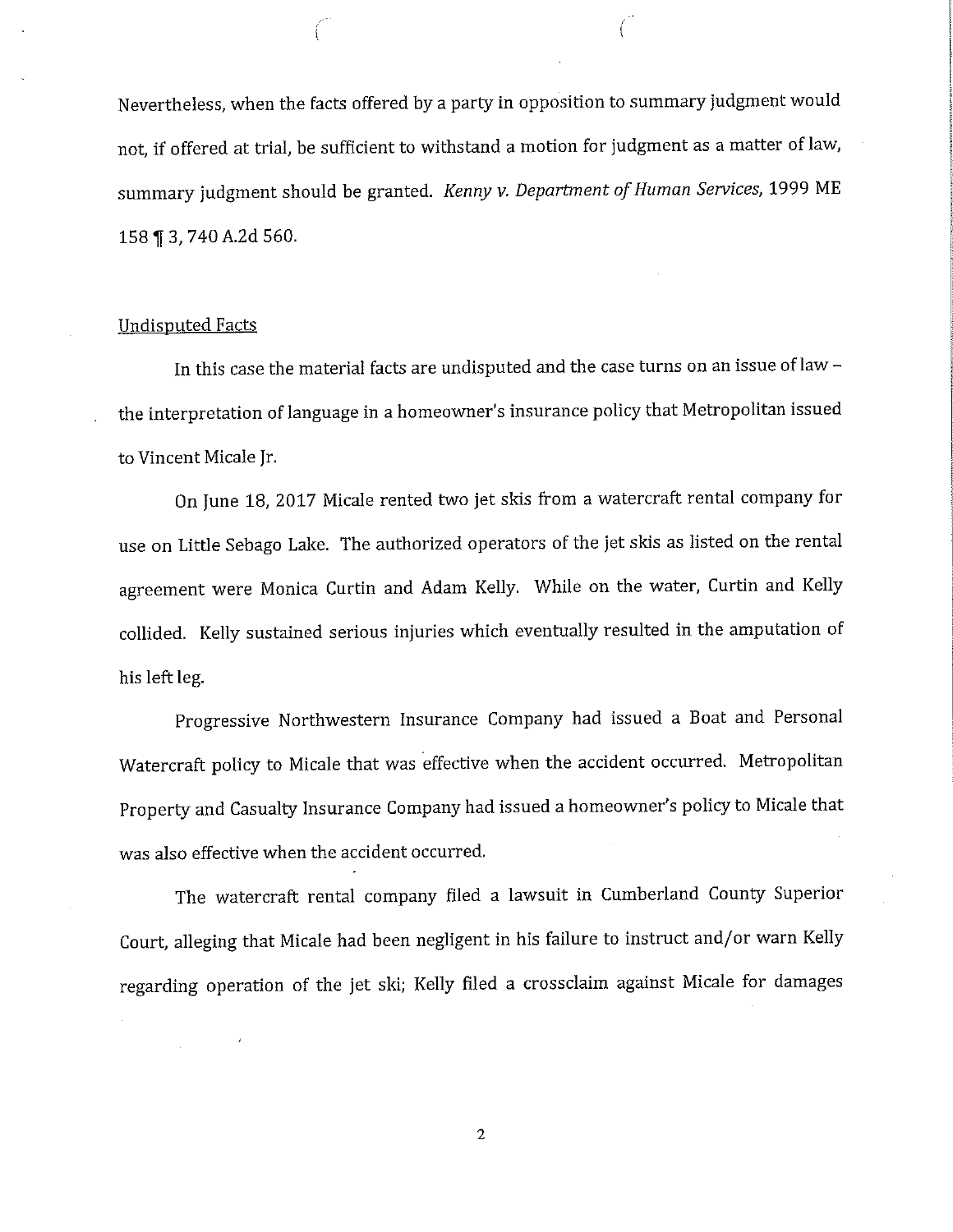Nevertheless, when the facts offered by a party in opposition to summary judgment would not, if offered at trial, be sufficient to withstand a motion for judgment as a matter of law, summary judgment should be granted. *Kenny v. Department of Human Services*, 1999 ME 158 ¶ 3, 740 A.2d 560.

## Undisputed Facts

In this case the material facts are undisputed and the case turns on an issue of law – the interpretation of language in a homeowner's insurance policy that Metropolitan issued to Vincent Micale Jr.

On June 18, 2017 Micale rented two jet skis from a watercraft rental company for use on Little Sebago Lake. The authorized operators of the jet skis as listed on the rental agreement were Monica Curtin and Adam Kelly. While on the water, Curtin and Kelly collided. Kelly sustained serious injuries which eventually resulted in the amputation of his left leg.

Progressive Northwestern Insurance Company had issued a Boat and Personal Watercraft policy to Micale that was effective when the accident occurred. Metropolitan Property and Casualty Insurance Company had issued a homeowner's policy to Micale that was also effective when the accident occurred.

The watercraft rental company filed a lawsuit in Cumberland County Superior Court, alleging that Micale had been negligent in his failure to instruct and/or warn Kelly regarding operation of the jet ski; Kelly filed a crossclaim against Micale for damages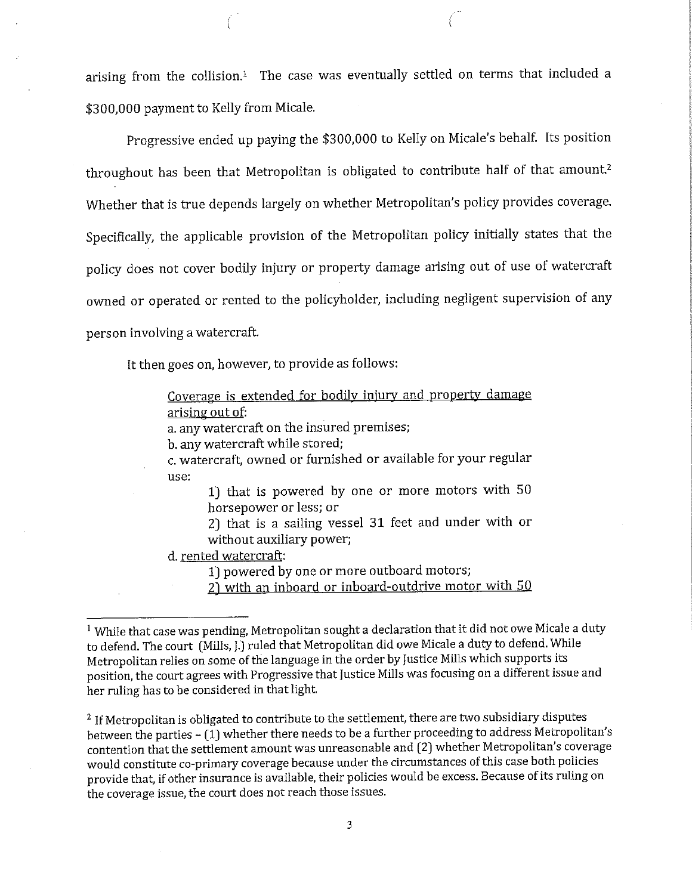arising from the collision.[1] The case was eventually settled on terms that included a $300,000 payment to Kelly from Micale.

Progressive ended up paying the $300,000 to Kelly on Micale's behalf. Its position throughout has been that Metropolitan is obligated to contribute half of that amount.[2] Whether that is true depends largely on whether Metropolitan's policy provides coverage. Specifically, the applicable provision of the Metropolitan policy initially states that the policy does not cover bodily injury or property damage arising out of use of watercraft owned or operated or rented to the policyholder, including negligent supervision of any person involving a watercraft.

It then goes on, however, to provide as follows:

> <u>Coverage is extended for bodily injury and property damage arising out of</u>:
> a. any watercraft on the insured premises;
> b. any watercraft while stored;
> c. watercraft, owned or furnished or available for your regular use:
>
> > 1) that is powered by one or more motors with 50 horsepower or less; or
> > 2) that is a sailing vessel 31 feet and under with or without auxiliary power;
>
> d. <u>rented watercraft</u>:
>
> > 1) powered by one or more outboard motors;
> > <u>2) with an inboard or inboard-outdrive motor with 50</u>

---

[1] While that case was pending, Metropolitan sought a declaration that it did not owe Micale a duty to defend. The court (Mills, J.) ruled that Metropolitan did owe Micale a duty to defend. While Metropolitan relies on some of the language in the order by Justice Mills which supports its position, the court agrees with Progressive that Justice Mills was focusing on a different issue and her ruling has to be considered in that light.

[2] If Metropolitan is obligated to contribute to the settlement, there are two subsidiary disputes between the parties – (1) whether there needs to be a further proceeding to address Metropolitan's contention that the settlement amount was unreasonable and (2) whether Metropolitan's coverage would constitute co-primary coverage because under the circumstances of this case both policies provide that, if other insurance is available, their policies would be excess. Because of its ruling on the coverage issue, the court does not reach those issues.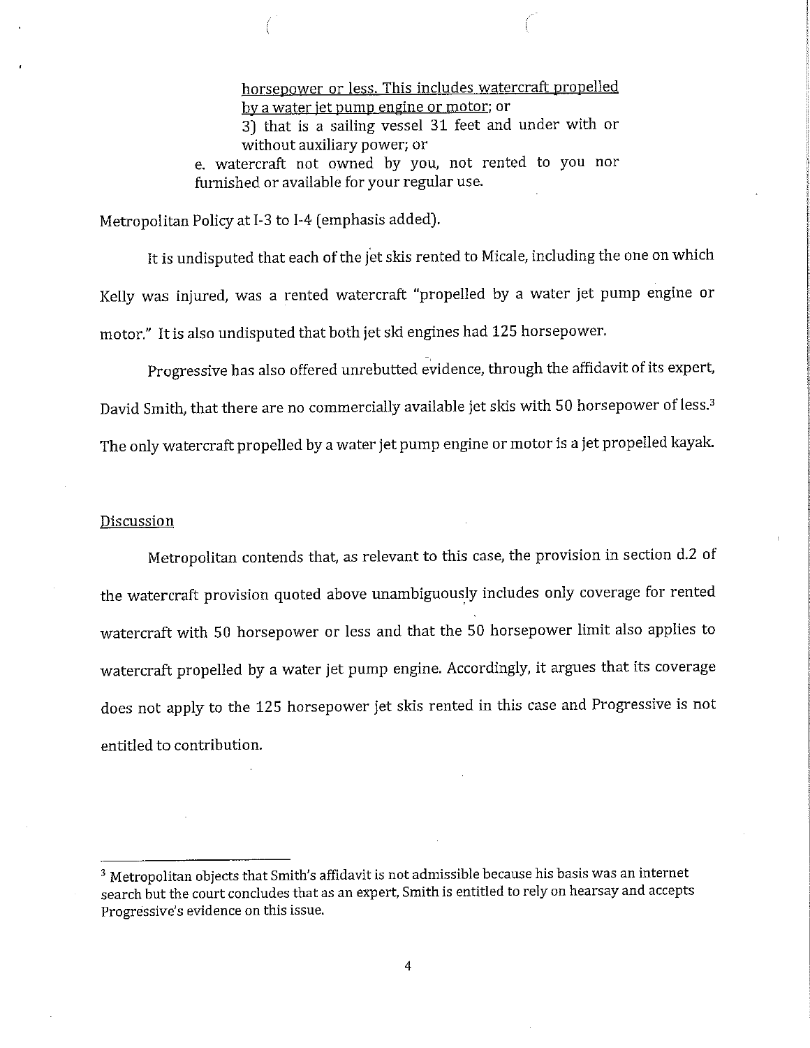horsepower or less. This includes watercraft propelled by a water jet pump engine or motor; or

3) that is a sailing vessel 31 feet and under with or without auxiliary power; or

e. watercraft not owned by you, not rented to you nor furnished or available for your regular use.

Metropolitan Policy at I-3 to I-4 (emphasis added).

It is undisputed that each of the jet skis rented to Micale, including the one on which Kelly was injured, was a rented watercraft "propelled by a water jet pump engine or motor." It is also undisputed that both jet ski engines had 125 horsepower.

Progressive has also offered unrebutted evidence, through the affidavit of its expert, David Smith, that there are no commercially available jet skis with 50 horsepower of less.[3] The only watercraft propelled by a water jet pump engine or motor is a jet propelled kayak.

## Discussion

Metropolitan contends that, as relevant to this case, the provision in section d.2 of the watercraft provision quoted above unambiguously includes only coverage for rented watercraft with 50 horsepower or less and that the 50 horsepower limit also applies to watercraft propelled by a water jet pump engine. Accordingly, it argues that its coverage does not apply to the 125 horsepower jet skis rented in this case and Progressive is not entitled to contribution.

---

[3] Metropolitan objects that Smith's affidavit is not admissible because his basis was an internet search but the court concludes that as an expert, Smith is entitled to rely on hearsay and accepts Progressive's evidence on this issue.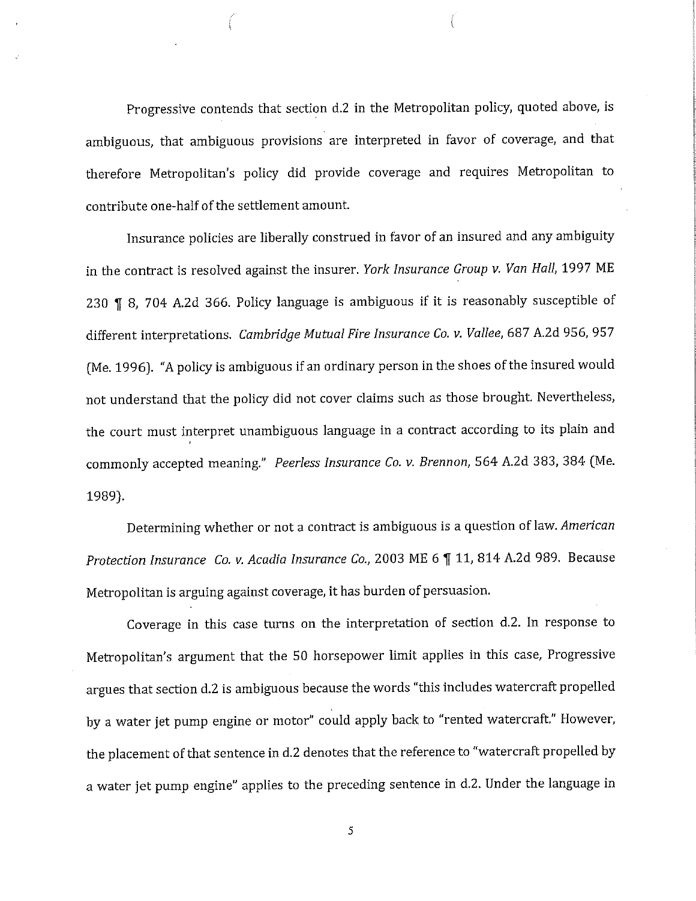Progressive contends that section d.2 in the Metropolitan policy, quoted above, is ambiguous, that ambiguous provisions are interpreted in favor of coverage, and that therefore Metropolitan's policy did provide coverage and requires Metropolitan to contribute one-half of the settlement amount.

Insurance policies are liberally construed in favor of an insured and any ambiguity in the contract is resolved against the insurer. *York Insurance Group v. Van Hall*, 1997 ME 230 ¶ 8, 704 A.2d 366. Policy language is ambiguous if it is reasonably susceptible of different interpretations. *Cambridge Mutual Fire Insurance Co. v. Vallee*, 687 A.2d 956, 957 (Me. 1996). "A policy is ambiguous if an ordinary person in the shoes of the insured would not understand that the policy did not cover claims such as those brought. Nevertheless, the court must interpret unambiguous language in a contract according to its plain and commonly accepted meaning." *Peerless Insurance Co. v. Brennon*, 564 A.2d 383, 384 (Me. 1989).

Determining whether or not a contract is ambiguous is a question of law. *American Protection Insurance Co. v. Acadia Insurance Co.*, 2003 ME 6 ¶ 11, 814 A.2d 989. Because Metropolitan is arguing against coverage, it has burden of persuasion.

Coverage in this case turns on the interpretation of section d.2. In response to Metropolitan's argument that the 50 horsepower limit applies in this case, Progressive argues that section d.2 is ambiguous because the words "this includes watercraft propelled by a water jet pump engine or motor" could apply back to "rented watercraft." However, the placement of that sentence in d.2 denotes that the reference to "watercraft propelled by a water jet pump engine" applies to the preceding sentence in d.2. Under the language in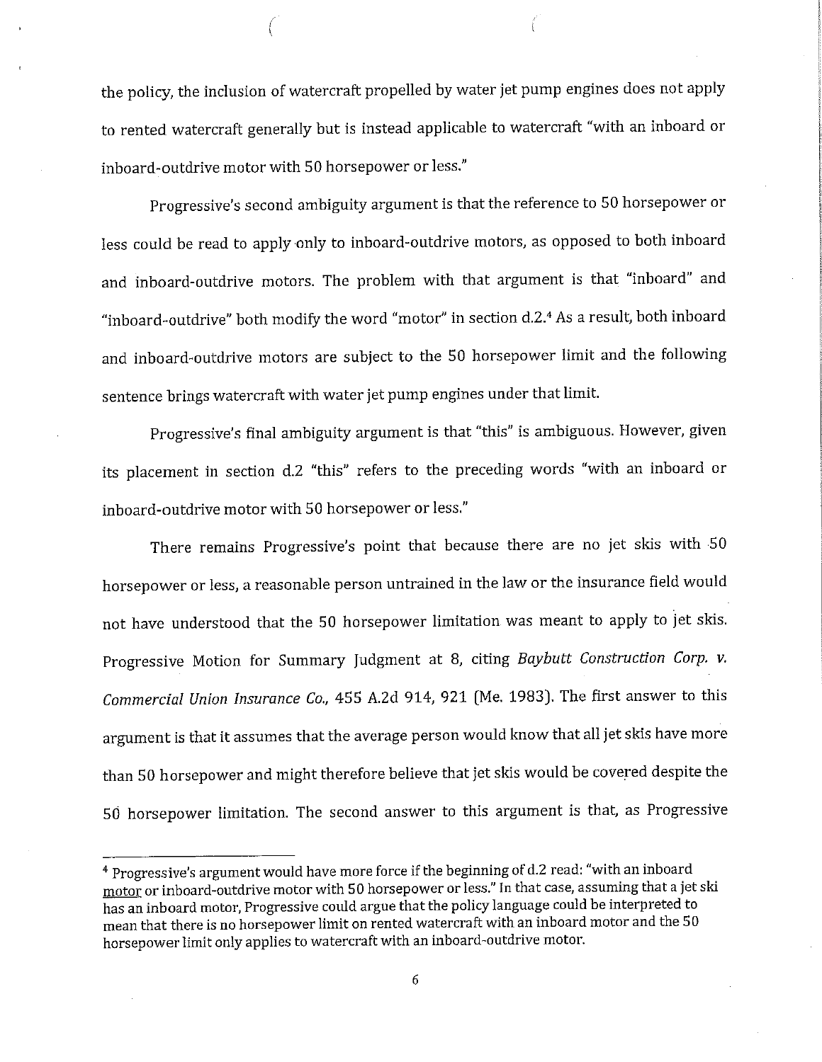the policy, the inclusion of watercraft propelled by water jet pump engines does not apply to rented watercraft generally but is instead applicable to watercraft "with an inboard or inboard-outdrive motor with 50 horsepower or less."

Progressive's second ambiguity argument is that the reference to 50 horsepower or less could be read to apply only to inboard-outdrive motors, as opposed to both inboard and inboard-outdrive motors. The problem with that argument is that "inboard" and "inboard-outdrive" both modify the word "motor" in section d.2.[4] As a result, both inboard and inboard-outdrive motors are subject to the 50 horsepower limit and the following sentence brings watercraft with water jet pump engines under that limit.

Progressive's final ambiguity argument is that "this" is ambiguous. However, given its placement in section d.2 "this" refers to the preceding words "with an inboard or inboard-outdrive motor with 50 horsepower or less."

There remains Progressive's point that because there are no jet skis with 50 horsepower or less, a reasonable person untrained in the law or the insurance field would not have understood that the 50 horsepower limitation was meant to apply to jet skis. Progressive Motion for Summary Judgment at 8, citing *Baybutt Construction Corp. v. Commercial Union Insurance Co.*, 455 A.2d 914, 921 (Me. 1983). The first answer to this argument is that it assumes that the average person would know that all jet skis have more than 50 horsepower and might therefore believe that jet skis would be covered despite the 50 horsepower limitation. The second answer to this argument is that, as Progressive

---

[4] Progressive's argument would have more force if the beginning of d.2 read: "with an inboard <u>motor</u> or inboard-outdrive motor with 50 horsepower or less." In that case, assuming that a jet ski has an inboard motor, Progressive could argue that the policy language could be interpreted to mean that there is no horsepower limit on rented watercraft with an inboard motor and the 50 horsepower limit only applies to watercraft with an inboard-outdrive motor.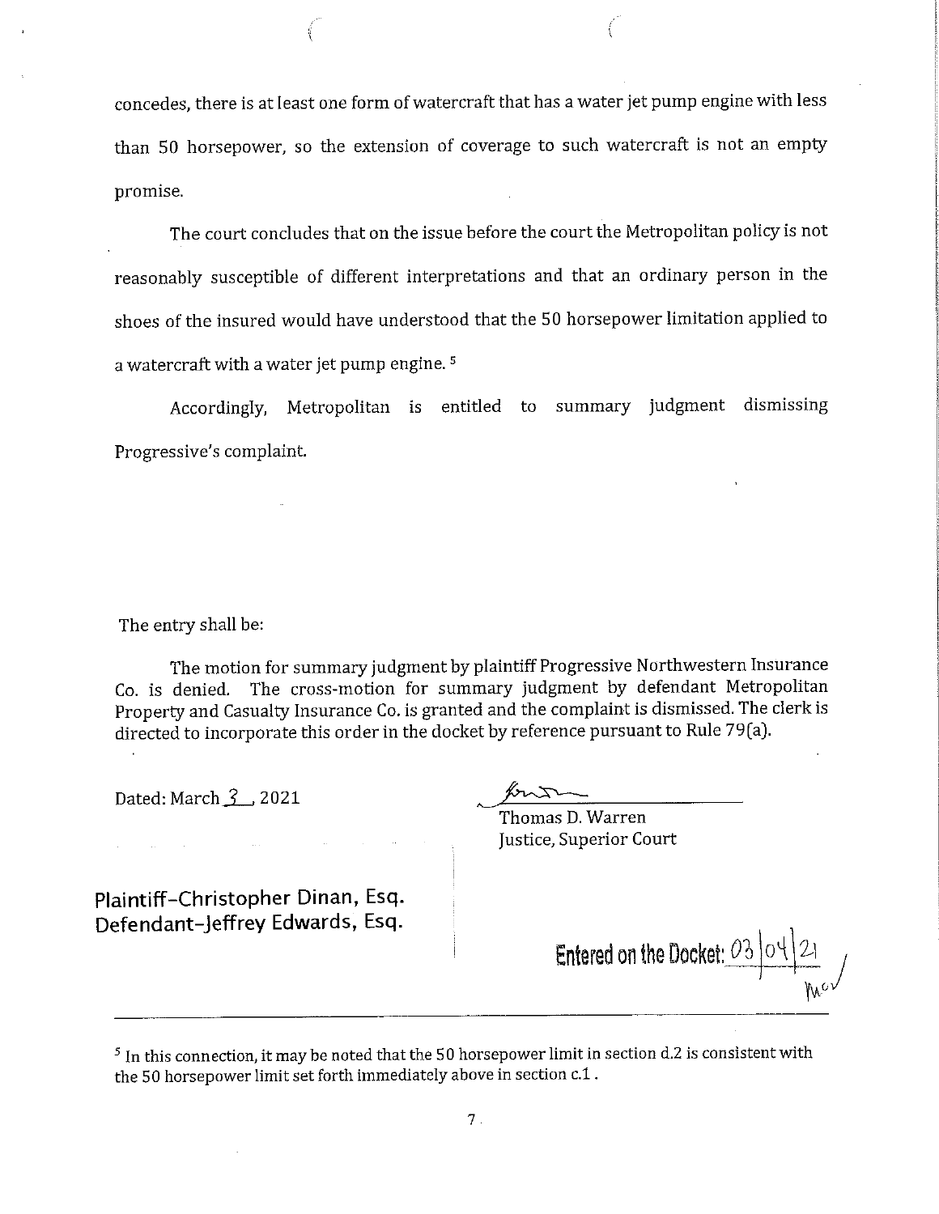concedes, there is at least one form of watercraft that has a water jet pump engine with less than 50 horsepower, so the extension of coverage to such watercraft is not an empty promise.

The court concludes that on the issue before the court the Metropolitan policy is not reasonably susceptible of different interpretations and that an ordinary person in the shoes of the insured would have understood that the 50 horsepower limitation applied to a watercraft with a water jet pump engine. [5]

Accordingly, Metropolitan is entitled to summary judgment dismissing Progressive's complaint.

The entry shall be:

The motion for summary judgment by plaintiff Progressive Northwestern Insurance Co. is denied. The cross-motion for summary judgment by defendant Metropolitan Property and Casualty Insurance Co. is granted and the complaint is dismissed. The clerk is directed to incorporate this order in the docket by reference pursuant to Rule 79(a).

Dated: March 3, 2021

Thomas D. Warren
Justice, Superior Court

Plaintiff-Christopher Dinan, Esq.
Defendant-Jeffrey Edwards, Esq.

Entered on the Docket: 03/04/21

---

[5] In this connection, it may be noted that the 50 horsepower limit in section d.2 is consistent with the 50 horsepower limit set forth immediately above in section c.1.